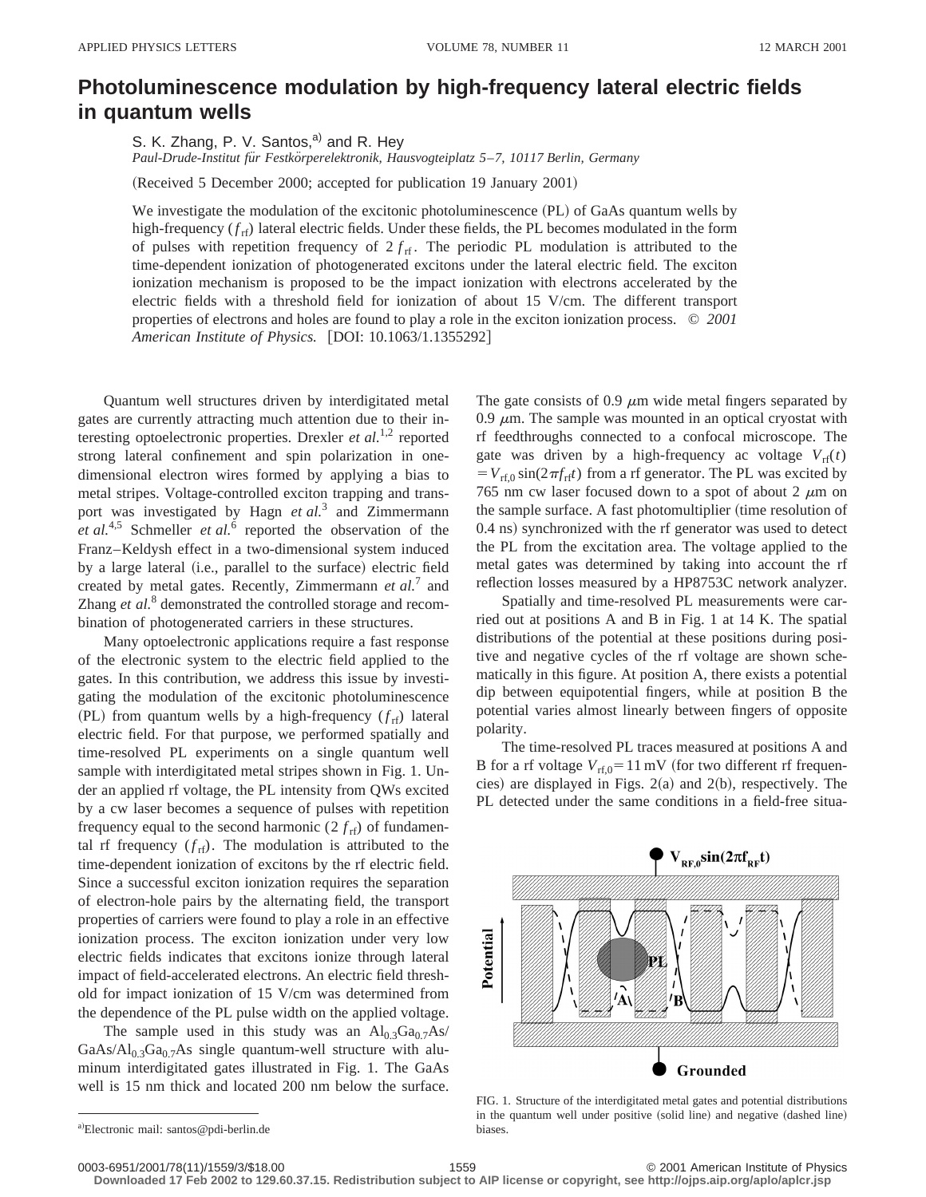# Photoluminescence modulation by high-frequency lateral electric fields in quantum wells

S. K. Zhang, P. V. Santos,[a] and R. Hey

*Paul-Drude-Institut für Festkörperelektronik, Hausvogteiplatz 5–7, 10117 Berlin, Germany*

(Received 5 December 2000; accepted for publication 19 January 2001)

We investigate the modulation of the excitonic photoluminescence (PL) of GaAs quantum wells by high-frequency ($f_{\rm rf}$) lateral electric fields. Under these fields, the PL becomes modulated in the form of pulses with repetition frequency of $2f_{\rm rf}$. The periodic PL modulation is attributed to the time-dependent ionization of photogenerated excitons under the lateral electric field. The exciton ionization mechanism is proposed to be the impact ionization with electrons accelerated by the electric fields with a threshold field for ionization of about 15 V/cm. The different transport properties of electrons and holes are found to play a role in the exciton ionization process. © *2001 American Institute of Physics.* [DOI: 10.1063/1.1355292]

Quantum well structures driven by interdigitated metal gates are currently attracting much attention due to their interesting optoelectronic properties. Drexler *et al.*[1,2] reported strong lateral confinement and spin polarization in one-dimensional electron wires formed by applying a bias to metal stripes. Voltage-controlled exciton trapping and transport was investigated by Hagn *et al.*[3] and Zimmermann *et al.*[4,5] Schmeller *et al.*[6] reported the observation of the Franz–Keldysh effect in a two-dimensional system induced by a large lateral (i.e., parallel to the surface) electric field created by metal gates. Recently, Zimmermann *et al.*[7] and Zhang *et al.*[8] demonstrated the controlled storage and recombination of photogenerated carriers in these structures.

Many optoelectronic applications require a fast response of the electronic system to the electric field applied to the gates. In this contribution, we address this issue by investigating the modulation of the excitonic photoluminescence (PL) from quantum wells by a high-frequency ($f_{\rm rf}$) lateral electric field. For that purpose, we performed spatially and time-resolved PL experiments on a single quantum well sample with interdigitated metal stripes shown in Fig. 1. Under an applied rf voltage, the PL intensity from QWs excited by a cw laser becomes a sequence of pulses with repetition frequency equal to the second harmonic ($2f_{\rm rf}$) of fundamental rf frequency ($f_{\rm rf}$). The modulation is attributed to the time-dependent ionization of excitons by the rf electric field. Since a successful exciton ionization requires the separation of electron-hole pairs by the alternating field, the transport properties of carriers were found to play a role in an effective ionization process. The exciton ionization under very low electric fields indicates that excitons ionize through lateral impact of field-accelerated electrons. An electric field threshold for impact ionization of 15 V/cm was determined from the dependence of the PL pulse width on the applied voltage.

The sample used in this study was an $\mathrm{Al_{0.3}Ga_{0.7}As}$/$\mathrm{GaAs}$/$\mathrm{Al_{0.3}Ga_{0.7}As}$ single quantum-well structure with aluminum interdigitated gates illustrated in Fig. 1. The GaAs well is 15 nm thick and located 200 nm below the surface. The gate consists of 0.9 $\mu$m wide metal fingers separated by 0.9 $\mu$m. The sample was mounted in an optical cryostat with rf feedthroughs connected to a confocal microscope. The gate was driven by a high-frequency ac voltage $V_{\rm rf}(t) = V_{\rm rf,0}\sin(2\pi f_{\rm rf}t)$ from a rf generator. The PL was excited by 765 nm cw laser focused down to a spot of about 2 $\mu$m on the sample surface. A fast photomultiplier (time resolution of 0.4 ns) synchronized with the rf generator was used to detect the PL from the excitation area. The voltage applied to the metal gates was determined by taking into account the rf reflection losses measured by a HP8753C network analyzer.

Spatially and time-resolved PL measurements were carried out at positions A and B in Fig. 1 at 14 K. The spatial distributions of the potential at these positions during positive and negative cycles of the rf voltage are shown schematically in this figure. At position A, there exists a potential dip between equipotential fingers, while at position B the potential varies almost linearly between fingers of opposite polarity.

The time-resolved PL traces measured at positions A and B for a rf voltage $V_{\rm rf,0} = 11$ mV (for two different rf frequencies) are displayed in Figs. 2(a) and 2(b), respectively. The PL detected under the same conditions in a field-free situa-

FIG. 1. Structure of the interdigitated metal gates and potential distributions in the quantum well under positive (solid line) and negative (dashed line) biases.

[a]Electronic mail: santos@pdi-berlin.de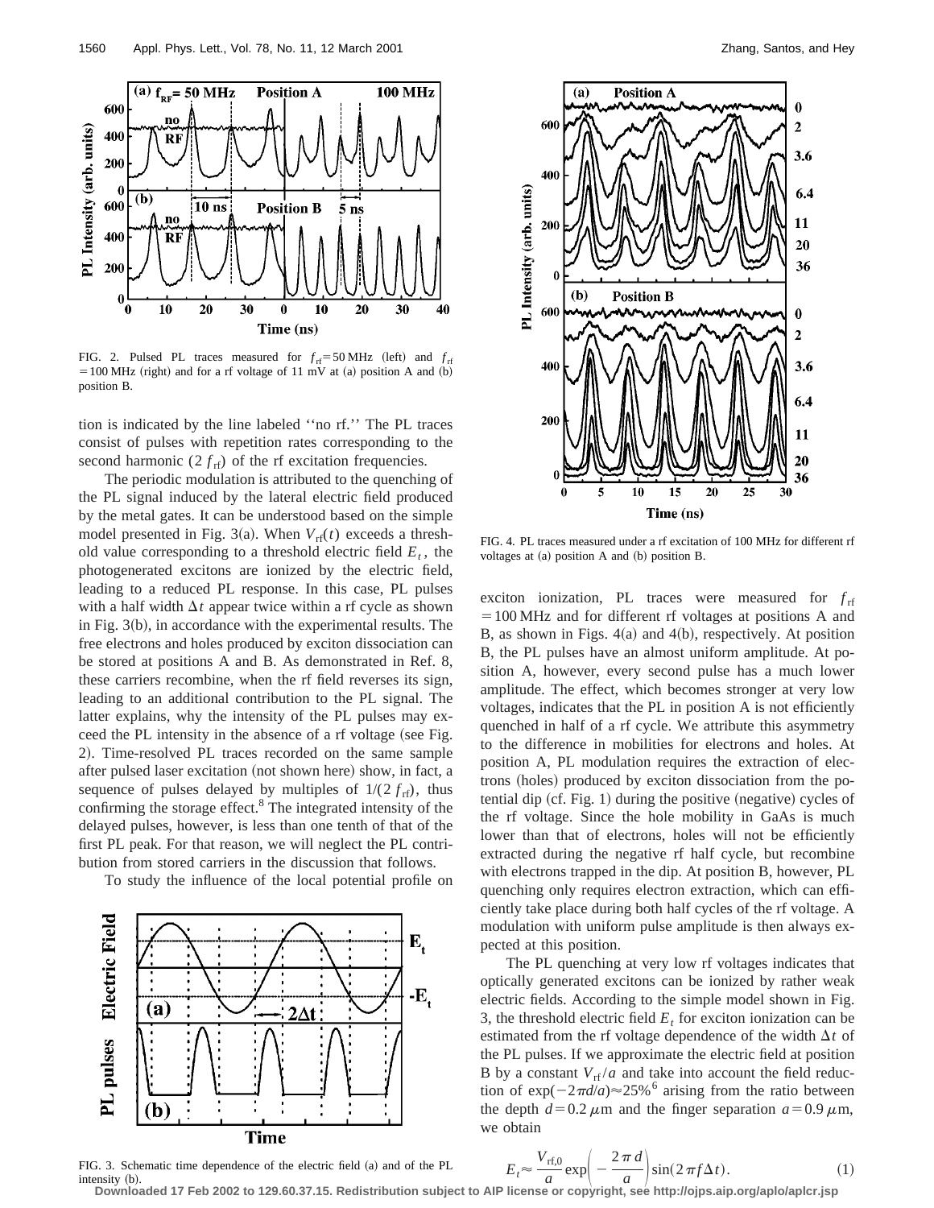FIG. 2. Pulsed PL traces measured for $f_{rf}=50$ MHz (left) and $f_{rf}=100$ MHz (right) and for a rf voltage of 11 mV at (a) position A and (b) position B.

tion is indicated by the line labeled ''no rf.'' The PL traces consist of pulses with repetition rates corresponding to the second harmonic ($2f_{rf}$) of the rf excitation frequencies.

The periodic modulation is attributed to the quenching of the PL signal induced by the lateral electric field produced by the metal gates. It can be understood based on the simple model presented in Fig. 3(a). When $V_{rf}(t)$ exceeds a threshold value corresponding to a threshold electric field $E_t$, the photogenerated excitons are ionized by the electric field, leading to a reduced PL response. In this case, PL pulses with a half width $\Delta t$ appear twice within a rf cycle as shown in Fig. 3(b), in accordance with the experimental results. The free electrons and holes produced by exciton dissociation can be stored at positions A and B. As demonstrated in Ref. 8, these carriers recombine, when the rf field reverses its sign, leading to an additional contribution to the PL signal. The latter explains, why the intensity of the PL pulses may exceed the PL intensity in the absence of a rf voltage (see Fig. 2). Time-resolved PL traces recorded on the same sample after pulsed laser excitation (not shown here) show, in fact, a sequence of pulses delayed by multiples of $1/(2f_{rf})$, thus confirming the storage effect.[8] The integrated intensity of the delayed pulses, however, is less than one tenth of that of the first PL peak. For that reason, we will neglect the PL contribution from stored carriers in the discussion that follows.

To study the influence of the local potential profile on exciton ionization, PL traces were measured for $f_{rf}=100$ MHz and for different rf voltages at positions A and B, as shown in Figs. 4(a) and 4(b), respectively. At position B, the PL pulses have an almost uniform amplitude. At position A, however, every second pulse has a much lower amplitude. The effect, which becomes stronger at very low voltages, indicates that the PL in position A is not efficiently quenched in half of a rf cycle. We attribute this asymmetry to the difference in mobilities for electrons and holes. At position A, PL modulation requires the extraction of electrons (holes) produced by exciton dissociation from the potential dip (cf. Fig. 1) during the positive (negative) cycles of the rf voltage. Since the hole mobility in GaAs is much lower than that of electrons, holes will not be efficiently extracted during the negative rf half cycle, but recombine with electrons trapped in the dip. At position B, however, PL quenching only requires electron extraction, which can efficiently take place during both half cycles of the rf voltage. A modulation with uniform pulse amplitude is then always expected at this position.

The PL quenching at very low rf voltages indicates that optically generated excitons can be ionized by rather weak electric fields. According to the simple model shown in Fig. 3, the threshold electric field $E_t$ for exciton ionization can be estimated from the rf voltage dependence of the width $\Delta t$ of the PL pulses. If we approximate the electric field at position B by a constant $V_{rf}/a$ and take into account the field reduction of $\exp(-2\pi d/a)\approx 25\%$[6] arising from the ratio between the depth $d=0.2\,\mu$m and the finger separation $a=0.9\,\mu$m, we obtain

$$E_t \approx \frac{V_{rf,0}}{a}\exp\left(-\frac{2\pi d}{a}\right)\sin(2\pi f\Delta t). \tag{1}$$

FIG. 3. Schematic time dependence of the electric field (a) and of the PL intensity (b).

FIG. 4. PL traces measured under a rf excitation of 100 MHz for different rf voltages at (a) position A and (b) position B.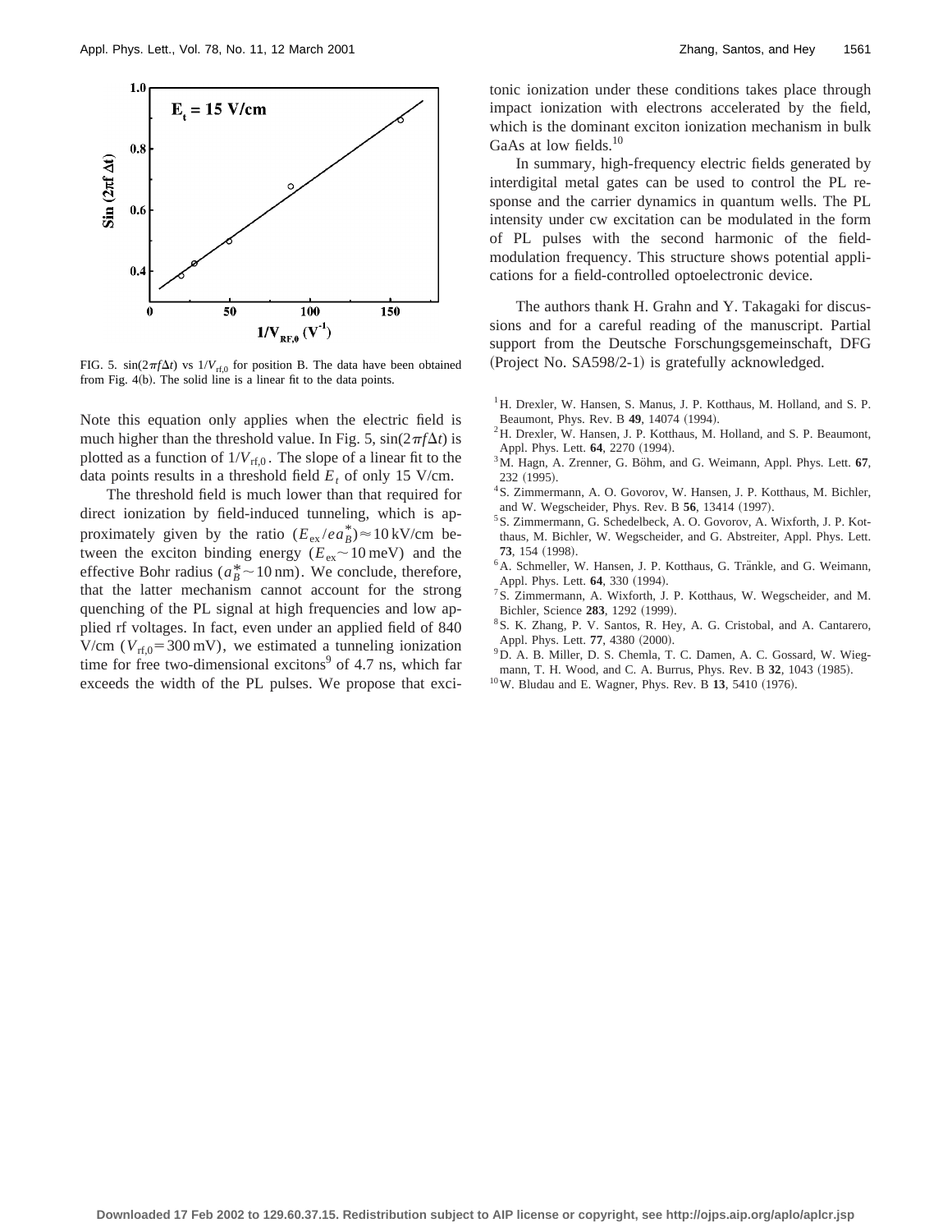$E_t$ = 15 V/cm

Sin (2πf Δt)

1.0

0.8

0.6

0.4

0

50

100

150

$1/V_{RF,0}$ ($V^{-1}$)

FIG. 5. $\sin(2\pi f\Delta t)$ vs $1/V_{rf,0}$ for position B. The data have been obtained from Fig. 4(b). The solid line is a linear fit to the data points.

Note this equation only applies when the electric field is much higher than the threshold value. In Fig. 5, $\sin(2\pi f\Delta t)$ is plotted as a function of $1/V_{rf,0}$. The slope of a linear fit to the data points results in a threshold field $E_t$ of only 15 V/cm.

The threshold field is much lower than that required for direct ionization by field-induced tunneling, which is approximately given by the ratio $(E_{ex}/ea_B^*)\approx 10\,\text{kV/cm}$ between the exciton binding energy ($E_{ex}\sim 10\,\text{meV}$) and the effective Bohr radius ($a_B^*\sim 10\,\text{nm}$). We conclude, therefore, that the latter mechanism cannot account for the strong quenching of the PL signal at high frequencies and low applied rf voltages. In fact, even under an applied field of 840 V/cm ($V_{rf,0}=300\,\text{mV}$), we estimated a tunneling ionization time for free two-dimensional excitons[9] of 4.7 ns, which far exceeds the width of the PL pulses. We propose that excitonic ionization under these conditions takes place through impact ionization with electrons accelerated by the field, which is the dominant exciton ionization mechanism in bulk GaAs at low fields.[10]

In summary, high-frequency electric fields generated by interdigital metal gates can be used to control the PL response and the carrier dynamics in quantum wells. The PL intensity under cw excitation can be modulated in the form of PL pulses with the second harmonic of the field-modulation frequency. This structure shows potential applications for a field-controlled optoelectronic device.

The authors thank H. Grahn and Y. Takagaki for discussions and for a careful reading of the manuscript. Partial support from the Deutsche Forschungsgemeinschaft, DFG (Project No. SA598/2-1) is gratefully acknowledged.

[1] H. Drexler, W. Hansen, S. Manus, J. P. Kotthaus, M. Holland, and S. P. Beaumont, Phys. Rev. B **49**, 14074 (1994).
[2] H. Drexler, W. Hansen, J. P. Kotthaus, M. Holland, and S. P. Beaumont, Appl. Phys. Lett. **64**, 2270 (1994).
[3] M. Hagn, A. Zrenner, G. Böhm, and G. Weimann, Appl. Phys. Lett. **67**, 232 (1995).
[4] S. Zimmermann, A. O. Govorov, W. Hansen, J. P. Kotthaus, M. Bichler, and W. Wegscheider, Phys. Rev. B **56**, 13414 (1997).
[5] S. Zimmermann, G. Schedelbeck, A. O. Govorov, A. Wixforth, J. P. Kotthaus, M. Bichler, W. Wegscheider, and G. Abstreiter, Appl. Phys. Lett. **73**, 154 (1998).
[6] A. Schmeller, W. Hansen, J. P. Kotthaus, G. Tränkle, and G. Weimann, Appl. Phys. Lett. **64**, 330 (1994).
[7] S. Zimmermann, A. Wixforth, J. P. Kotthaus, W. Wegscheider, and M. Bichler, Science **283**, 1292 (1999).
[8] S. K. Zhang, P. V. Santos, R. Hey, A. G. Cristobal, and A. Cantarero, Appl. Phys. Lett. **77**, 4380 (2000).
[9] D. A. B. Miller, D. S. Chemla, T. C. Damen, A. C. Gossard, W. Wiegmann, T. H. Wood, and C. A. Burrus, Phys. Rev. B **32**, 1043 (1985).
[10] W. Bludau and E. Wagner, Phys. Rev. B **13**, 5410 (1976).